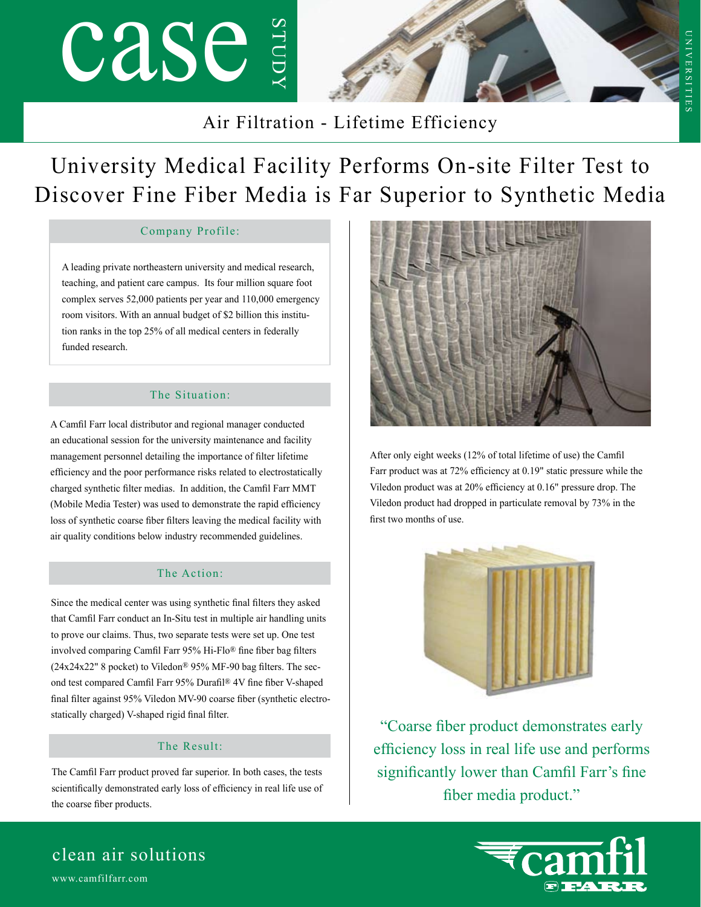# case STUDY

UNIVERSITIES

Air Filtration - Lifetime Efficiency

# University Medical Facility Performs On-site Filter Test to Discover Fine Fiber Media is Far Superior to Synthetic Media

## Company Profile:

A leading private northeastern university and medical research, teaching, and patient care campus. Its four million square foot complex serves 52,000 patients per year and 110,000 emergency room visitors. With an annual budget of $2 billion this institution ranks in the top 25% of all medical centers in federally funded research.

## The Situation:

A Camfil Farr local distributor and regional manager conducted an educational session for the university maintenance and facility management personnel detailing the importance of filter lifetime efficiency and the poor performance risks related to electrostatically charged synthetic filter medias. In addition, the Camfil Farr MMT (Mobile Media Tester) was used to demonstrate the rapid efficiency loss of synthetic coarse fiber filters leaving the medical facility with air quality conditions below industry recommended guidelines.

## The Action:

Since the medical center was using synthetic final filters they asked that Camfil Farr conduct an In-Situ test in multiple air handling units to prove our claims. Thus, two separate tests were set up. One test involved comparing Camfil Farr 95% Hi-Flo® fine fiber bag filters (24x24x22" 8 pocket) to Viledon® 95% MF-90 bag filters. The second test compared Camfil Farr 95% Durafil® 4V fine fiber V-shaped final filter against 95% Viledon MV-90 coarse fiber (synthetic electrostatically charged) V-shaped rigid final filter.

## The Result:

The Camfil Farr product proved far superior. In both cases, the tests scientifically demonstrated early loss of efficiency in real life use of the coarse fiber products.

After only eight weeks (12% of total lifetime of use) the Camfil Farr product was at 72% efficiency at 0.19" static pressure while the Viledon product was at 20% efficiency at 0.16" pressure drop. The Viledon product had dropped in particulate removal by 73% in the first two months of use.

> "Coarse fiber product demonstrates early efficiency loss in real life use and performs significantly lower than Camfil Farr's fine fiber media product."

clean air solutions

www.camfilfarr.com

camfil FARR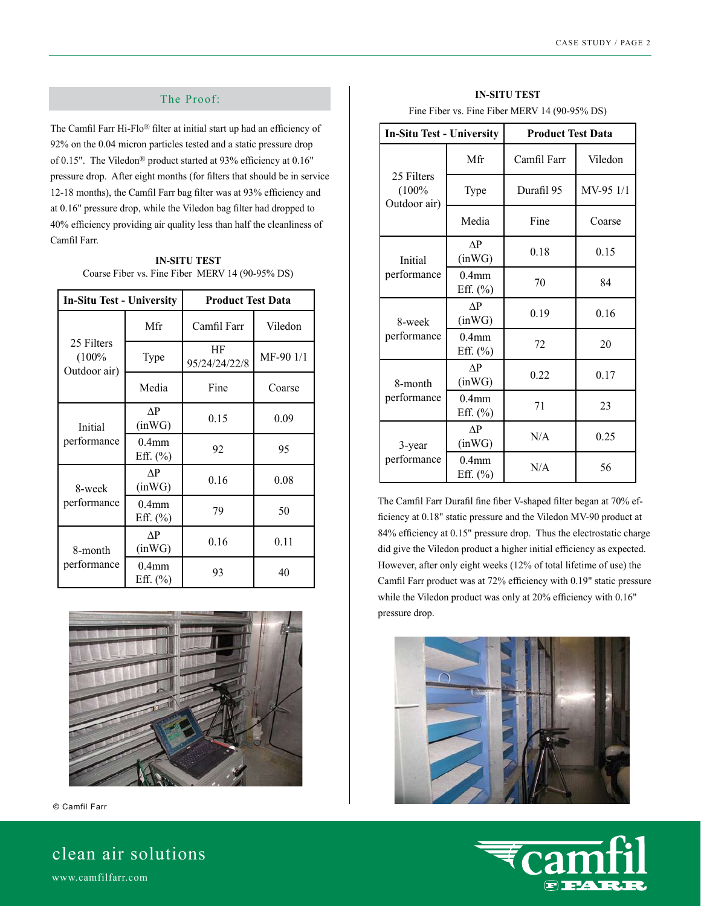## The Proof:

The Camfil Farr Hi-Flo® filter at initial start up had an efficiency of 92% on the 0.04 micron particles tested and a static pressure drop of 0.15". The Viledon® product started at 93% efficiency at 0.16" pressure drop. After eight months (for filters that should be in service 12-18 months), the Camfil Farr bag filter was at 93% efficiency and at 0.16" pressure drop, while the Viledon bag filter had dropped to 40% efficiency providing air quality less than half the cleanliness of Camfil Farr.

**IN-SITU TEST**

Coarse Fiber vs. Fine Fiber MERV 14 (90-95% DS)

| In-Situ Test - University | | Product Test Data | |
|---|---|---|---|
| 25 Filters (100% Outdoor air) | Mfr | Camfil Farr | Viledon |
| | Type | HF 95/24/24/22/8 | MF-90 1/1 |
| | Media | Fine | Coarse |
| Initial performance | ΔP (inWG) | 0.15 | 0.09 |
| | 0.4mm Eff. (%) | 92 | 95 |
| 8-week performance | ΔP (inWG) | 0.16 | 0.08 |
| | 0.4mm Eff. (%) | 79 | 50 |
| 8-month performance | ΔP (inWG) | 0.16 | 0.11 |
| | 0.4mm Eff. (%) | 93 | 40 |

© Camfil Farr

**IN-SITU TEST**

Fine Fiber vs. Fine Fiber MERV 14 (90-95% DS)

| In-Situ Test - University | | Product Test Data | |
|---|---|---|---|
| 25 Filters (100% Outdoor air) | Mfr | Camfil Farr | Viledon |
| | Type | Durafil 95 | MV-95 1/1 |
| | Media | Fine | Coarse |
| Initial performance | ΔP (inWG) | 0.18 | 0.15 |
| | 0.4mm Eff. (%) | 70 | 84 |
| 8-week performance | ΔP (inWG) | 0.19 | 0.16 |
| | 0.4mm Eff. (%) | 72 | 20 |
| 8-month performance | ΔP (inWG) | 0.22 | 0.17 |
| | 0.4mm Eff. (%) | 71 | 23 |
| 3-year performance | ΔP (inWG) | N/A | 0.25 |
| | 0.4mm Eff. (%) | N/A | 56 |

The Camfil Farr Durafil fine fiber V-shaped filter began at 70% efficiency at 0.18" static pressure and the Viledon MV-90 product at 84% efficiency at 0.15" pressure drop. Thus the electrostatic charge did give the Viledon product a higher initial efficiency as expected. However, after only eight weeks (12% of total lifetime of use) the Camfil Farr product was at 72% efficiency with 0.19" static pressure while the Viledon product was only at 20% efficiency with 0.16" pressure drop.

clean air solutions

www.camfilfarr.com